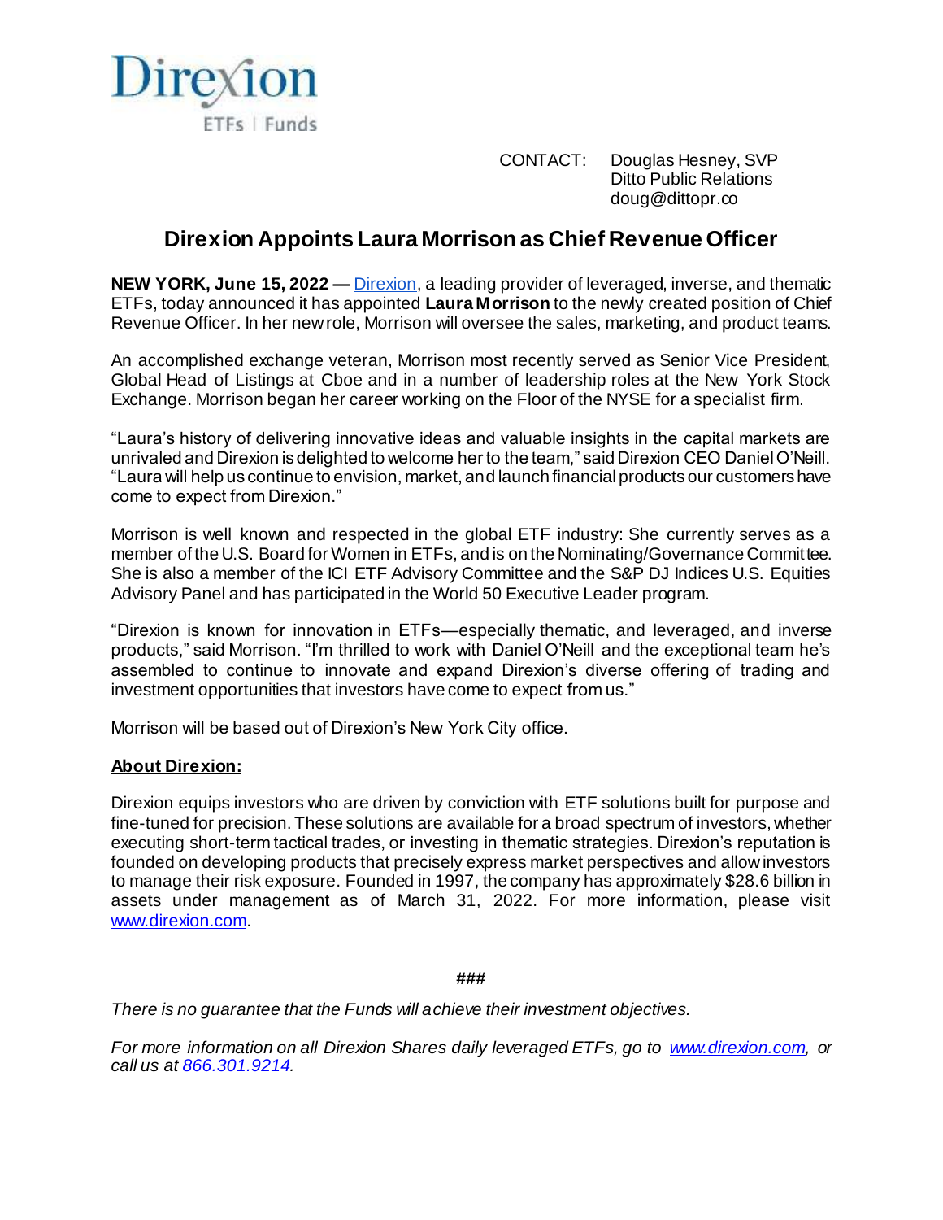Direxion
ETFs | Funds

CONTACT: Douglas Hesney, SVP
Ditto Public Relations
doug@dittopr.co

# Direxion Appoints Laura Morrison as Chief Revenue Officer

**NEW YORK, June 15, 2022 —** Direxion, a leading provider of leveraged, inverse, and thematic ETFs, today announced it has appointed **Laura Morrison** to the newly created position of Chief Revenue Officer. In her new role, Morrison will oversee the sales, marketing, and product teams.

An accomplished exchange veteran, Morrison most recently served as Senior Vice President, Global Head of Listings at Cboe and in a number of leadership roles at the New York Stock Exchange. Morrison began her career working on the Floor of the NYSE for a specialist firm.

"Laura's history of delivering innovative ideas and valuable insights in the capital markets are unrivaled and Direxion is delighted to welcome her to the team," said Direxion CEO Daniel O'Neill. "Laura will help us continue to envision, market, and launch financial products our customers have come to expect from Direxion."

Morrison is well known and respected in the global ETF industry: She currently serves as a member of the U.S. Board for Women in ETFs, and is on the Nominating/Governance Committee. She is also a member of the ICI ETF Advisory Committee and the S&P DJ Indices U.S. Equities Advisory Panel and has participated in the World 50 Executive Leader program.

"Direxion is known for innovation in ETFs—especially thematic, and leveraged, and inverse products," said Morrison. "I'm thrilled to work with Daniel O'Neill and the exceptional team he's assembled to continue to innovate and expand Direxion's diverse offering of trading and investment opportunities that investors have come to expect from us."

Morrison will be based out of Direxion's New York City office.

**About Direxion:**

Direxion equips investors who are driven by conviction with ETF solutions built for purpose and fine-tuned for precision. These solutions are available for a broad spectrum of investors, whether executing short-term tactical trades, or investing in thematic strategies. Direxion's reputation is founded on developing products that precisely express market perspectives and allow investors to manage their risk exposure. Founded in 1997, the company has approximately $28.6 billion in assets under management as of March 31, 2022. For more information, please visit www.direxion.com.

###

*There is no guarantee that the Funds will achieve their investment objectives.*

*For more information on all Direxion Shares daily leveraged ETFs, go to www.direxion.com, or call us at 866.301.9214.*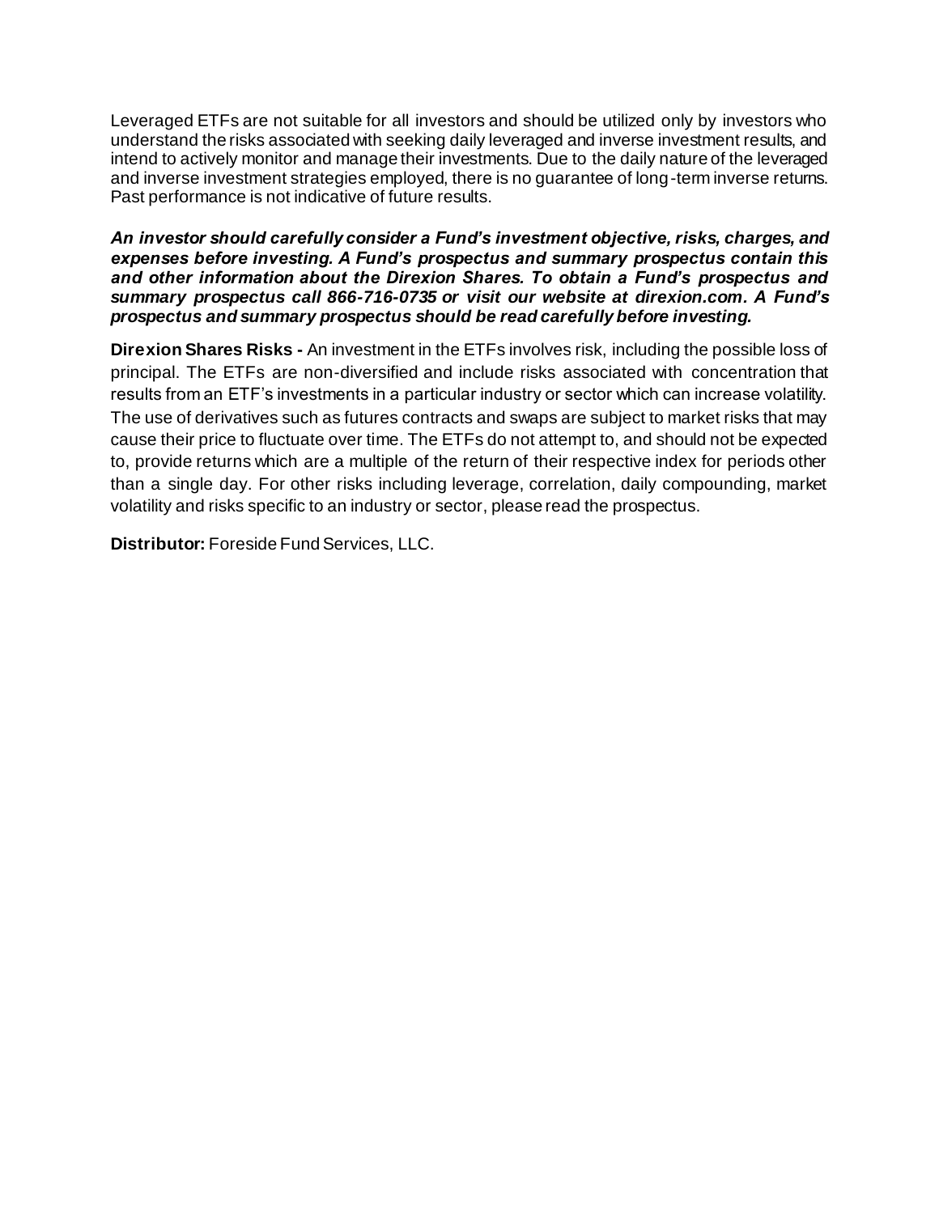Leveraged ETFs are not suitable for all investors and should be utilized only by investors who understand the risks associated with seeking daily leveraged and inverse investment results, and intend to actively monitor and manage their investments. Due to the daily nature of the leveraged and inverse investment strategies employed, there is no guarantee of long-term inverse returns. Past performance is not indicative of future results.

***An investor should carefully consider a Fund's investment objective, risks, charges, and expenses before investing. A Fund's prospectus and summary prospectus contain this and other information about the Direxion Shares. To obtain a Fund's prospectus and summary prospectus call 866-716-0735 or visit our website at direxion.com. A Fund's prospectus and summary prospectus should be read carefully before investing.***

**Direxion Shares Risks -** An investment in the ETFs involves risk, including the possible loss of principal. The ETFs are non-diversified and include risks associated with concentration that results from an ETF's investments in a particular industry or sector which can increase volatility. The use of derivatives such as futures contracts and swaps are subject to market risks that may cause their price to fluctuate over time. The ETFs do not attempt to, and should not be expected to, provide returns which are a multiple of the return of their respective index for periods other than a single day. For other risks including leverage, correlation, daily compounding, market volatility and risks specific to an industry or sector, please read the prospectus.

**Distributor:** Foreside Fund Services, LLC.